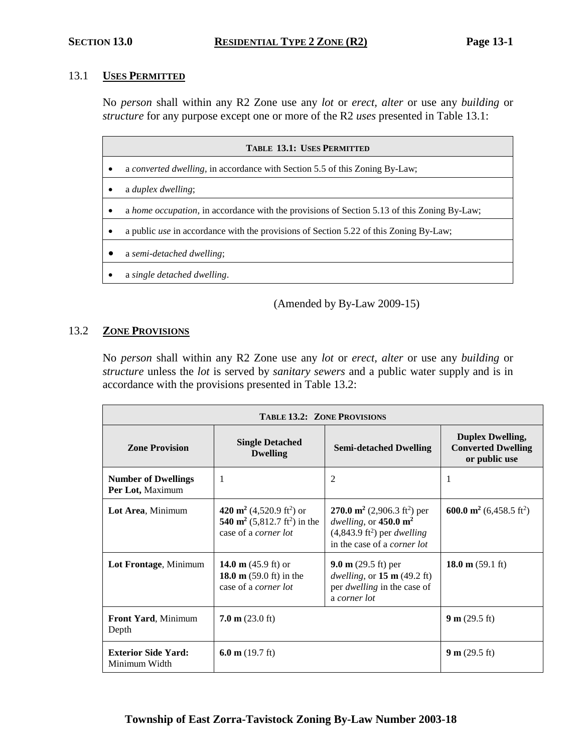# SECTION 13.0 RESIDENTIAL TYPE 2 ZONE (R2)

## 13.1 USES PERMITTED

No *person* shall within any R2 Zone use any *lot* or *erect, alter* or use any *building* or *structure* for any purpose except one or more of the R2 *uses* presented in Table 13.1:

| TABLE 13.1: USES PERMITTED |
|---|
| • a *converted dwelling*, in accordance with Section 5.5 of this Zoning By-Law; |
| • a *duplex dwelling*; |
| • a *home occupation*, in accordance with the provisions of Section 5.13 of this Zoning By-Law; |
| • a public *use* in accordance with the provisions of Section 5.22 of this Zoning By-Law; |
| • a *semi-detached dwelling*; |
| • a *single detached dwelling*. |

(Amended by By-Law 2009-15)

## 13.2 ZONE PROVISIONS

No *person* shall within any R2 Zone use any *lot* or *erect, alter* or use any *building* or *structure* unless the *lot* is served by *sanitary sewers* and a public water supply and is in accordance with the provisions presented in Table 13.2:

| TABLE 13.2: ZONE PROVISIONS | | | |
|---|---|---|---|
| **Zone Provision** | **Single Detached Dwelling** | **Semi-detached Dwelling** | **Duplex Dwelling, Converted Dwelling or public use** |
| **Number of Dwellings Per Lot,** Maximum | 1 | 2 | 1 |
| **Lot Area**, Minimum | **420 m²** (4,520.9 ft²) or **540 m²** (5,812.7 ft²) in the case of a *corner lot* | **270.0 m²** (2,906.3 ft²) per *dwelling*, or **450.0 m²** (4,843.9 ft²) per *dwelling* in the case of a *corner lot* | **600.0 m²** (6,458.5 ft²) |
| **Lot Frontage**, Minimum | **14.0 m** (45.9 ft) or **18.0 m** (59.0 ft) in the case of a *corner lot* | **9.0 m** (29.5 ft) per *dwelling*, or **15 m** (49.2 ft) per *dwelling* in the case of a *corner lot* | **18.0 m** (59.1 ft) |
| **Front Yard**, Minimum Depth | **7.0 m** (23.0 ft) | | **9 m** (29.5 ft) |
| **Exterior Side Yard:** Minimum Width | **6.0 m** (19.7 ft) | | **9 m** (29.5 ft) |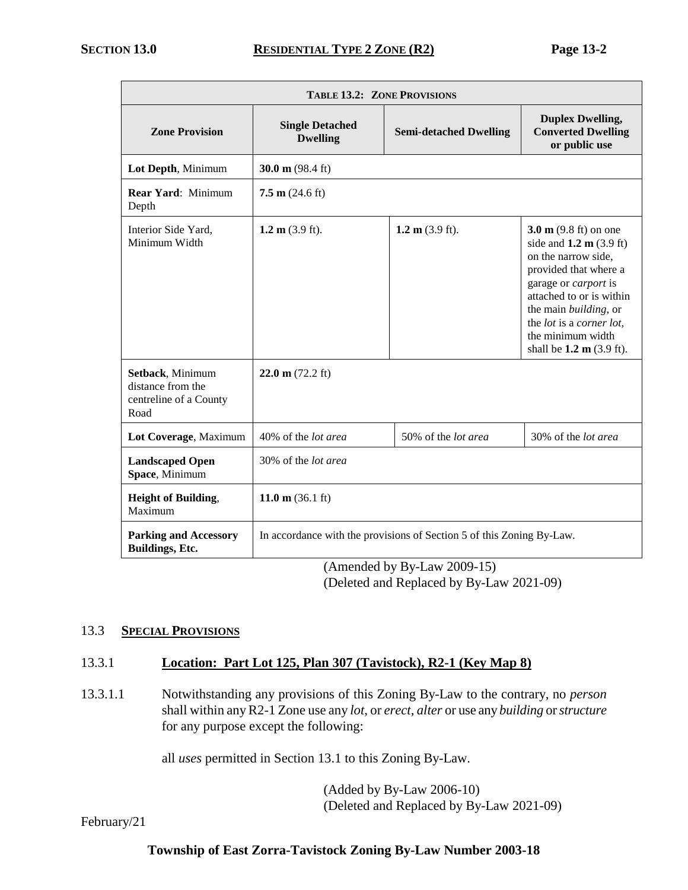| **TABLE 13.2: ZONE PROVISIONS** | | | |
|---|---|---|---|
| **Zone Provision** | **Single Detached Dwelling** | **Semi-detached Dwelling** | **Duplex Dwelling, Converted Dwelling or public use** |
| **Lot Depth**, Minimum | **30.0 m** (98.4 ft) | | |
| **Rear Yard**: Minimum Depth | **7.5 m** (24.6 ft) | | |
| Interior Side Yard, Minimum Width | **1.2 m** (3.9 ft). | **1.2 m** (3.9 ft). | **3.0 m** (9.8 ft) on one side and **1.2 m** (3.9 ft) on the narrow side, provided that where a garage or *carport* is attached to or is within the main *building*, or the *lot* is a *corner lot*, the minimum width shall be **1.2 m** (3.9 ft). |
| **Setback**, Minimum distance from the centreline of a County Road | **22.0 m** (72.2 ft) | | |
| **Lot Coverage**, Maximum | 40% of the *lot area* | 50% of the *lot area* | 30% of the *lot area* |
| **Landscaped Open Space**, Minimum | 30% of the *lot area* | | |
| **Height of Building**, Maximum | **11.0 m** (36.1 ft) | | |
| **Parking and Accessory Buildings, Etc.** | In accordance with the provisions of Section 5 of this Zoning By-Law. | | |

(Amended by By-Law 2009-15)
(Deleted and Replaced by By-Law 2021-09)

## 13.3 SPECIAL PROVISIONS

### 13.3.1 Location: Part Lot 125, Plan 307 (Tavistock), R2-1 (Key Map 8)

13.3.1.1 Notwithstanding any provisions of this Zoning By-Law to the contrary, no *person* shall within any R2-1 Zone use any *lot*, or *erect, alter* or use any *building* or *structure* for any purpose except the following:

all *uses* permitted in Section 13.1 to this Zoning By-Law.

(Added by By-Law 2006-10)
(Deleted and Replaced by By-Law 2021-09)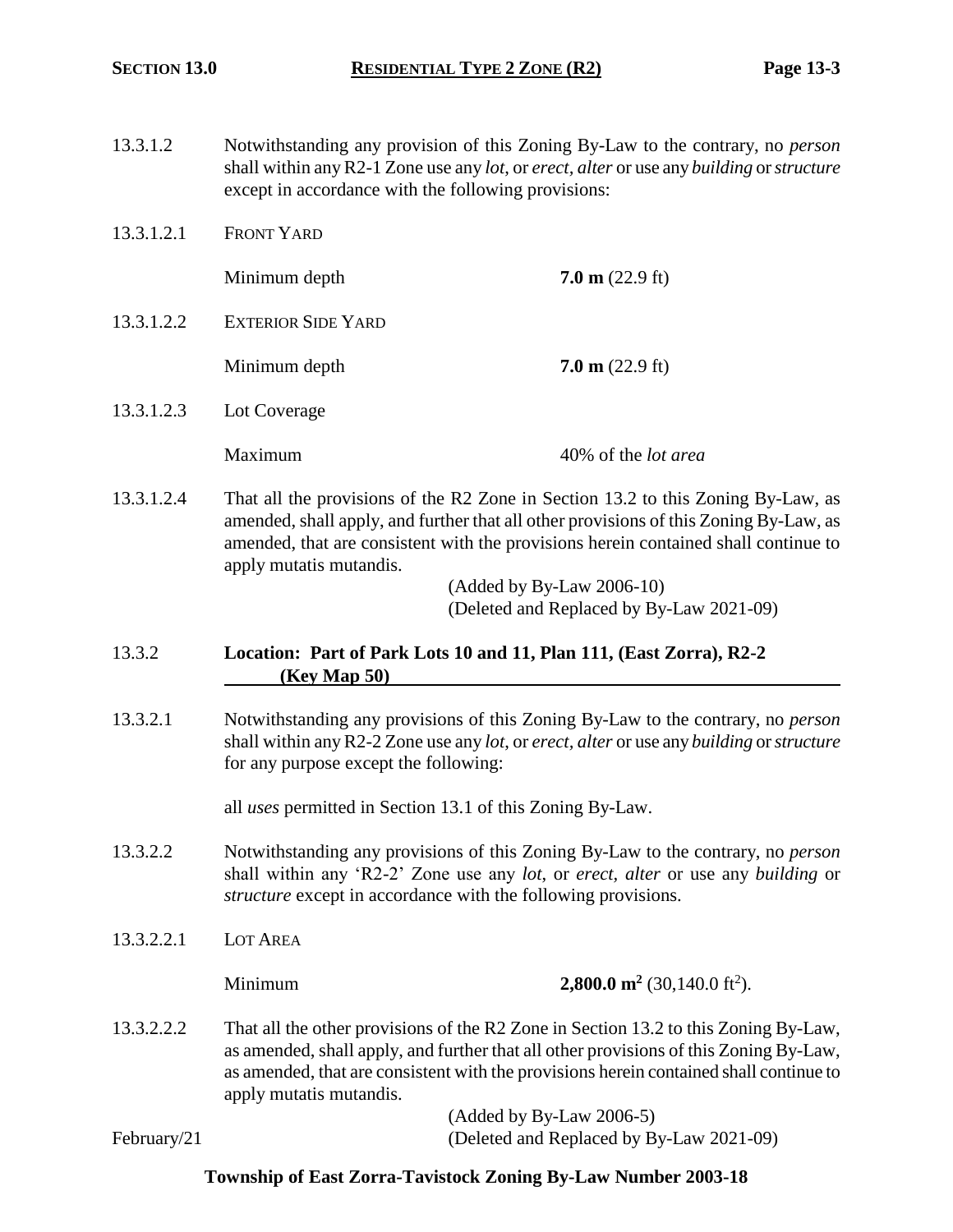13.3.1.2 Notwithstanding any provision of this Zoning By-Law to the contrary, no *person* shall within any R2-1 Zone use any *lot*, or *erect, alter* or use any *building* or *structure* except in accordance with the following provisions:

13.3.1.2.1 FRONT YARD

Minimum depth **7.0 m** (22.9 ft)

13.3.1.2.2 EXTERIOR SIDE YARD

Minimum depth **7.0 m** (22.9 ft)

13.3.1.2.3 Lot Coverage

Maximum 40% of the *lot area*

13.3.1.2.4 That all the provisions of the R2 Zone in Section 13.2 to this Zoning By-Law, as amended, shall apply, and further that all other provisions of this Zoning By-Law, as amended, that are consistent with the provisions herein contained shall continue to apply mutatis mutandis.

(Added by By-Law 2006-10)
(Deleted and Replaced by By-Law 2021-09)

### 13.3.2 Location: Part of Park Lots 10 and 11, Plan 111, (East Zorra), R2-2 (Key Map 50)

13.3.2.1 Notwithstanding any provisions of this Zoning By-Law to the contrary, no *person* shall within any R2-2 Zone use any *lot*, or *erect, alter* or use any *building* or *structure* for any purpose except the following:

all *uses* permitted in Section 13.1 of this Zoning By-Law.

13.3.2.2 Notwithstanding any provisions of this Zoning By-Law to the contrary, no *person* shall within any 'R2-2' Zone use any *lot*, or *erect, alter* or use any *building* or *structure* except in accordance with the following provisions.

13.3.2.2.1 LOT AREA

Minimum **2,800.0 m$^2$** (30,140.0 ft$^2$).

13.3.2.2.2 That all the other provisions of the R2 Zone in Section 13.2 to this Zoning By-Law, as amended, shall apply, and further that all other provisions of this Zoning By-Law, as amended, that are consistent with the provisions herein contained shall continue to apply mutatis mutandis.

(Added by By-Law 2006-5)
(Deleted and Replaced by By-Law 2021-09)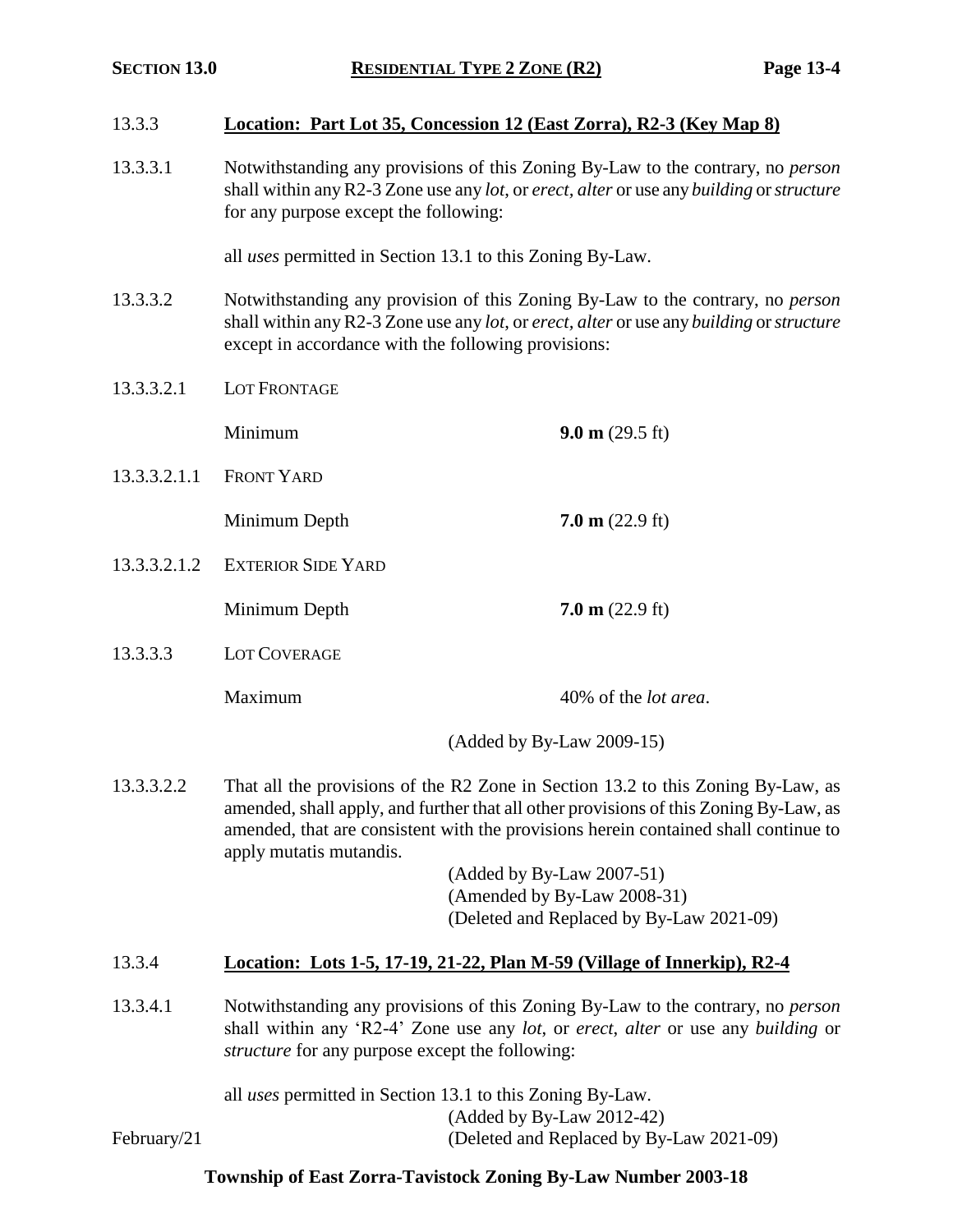### 13.3.3 **Location: Part Lot 35, Concession 12 (East Zorra), R2-3 (Key Map 8)**

13.3.3.1 Notwithstanding any provisions of this Zoning By-Law to the contrary, no *person* shall within any R2-3 Zone use any *lot*, or *erect, alter* or use any *building* or *structure* for any purpose except the following:

all *uses* permitted in Section 13.1 to this Zoning By-Law.

13.3.3.2 Notwithstanding any provision of this Zoning By-Law to the contrary, no *person* shall within any R2-3 Zone use any *lot*, or *erect, alter* or use any *building* or *structure* except in accordance with the following provisions:

13.3.3.2.1 LOT FRONTAGE

| | |
|---|---|
| Minimum | **9.0 m** (29.5 ft) |

13.3.3.2.1.1 FRONT YARD

| | |
|---|---|
| Minimum Depth | **7.0 m** (22.9 ft) |

13.3.3.2.1.2 EXTERIOR SIDE YARD

| | |
|---|---|
| Minimum Depth | **7.0 m** (22.9 ft) |

13.3.3.3 LOT COVERAGE

| | |
|---|---|
| Maximum | 40% of the *lot area*. |

(Added by By-Law 2009-15)

13.3.3.2.2 That all the provisions of the R2 Zone in Section 13.2 to this Zoning By-Law, as amended, shall apply, and further that all other provisions of this Zoning By-Law, as amended, that are consistent with the provisions herein contained shall continue to apply mutatis mutandis.

(Added by By-Law 2007-51)
(Amended by By-Law 2008-31)
(Deleted and Replaced by By-Law 2021-09)

### 13.3.4 **Location: Lots 1-5, 17-19, 21-22, Plan M-59 (Village of Innerkip), R2-4**

13.3.4.1 Notwithstanding any provisions of this Zoning By-Law to the contrary, no *person* shall within any 'R2-4' Zone use any *lot*, or *erect*, *alter* or use any *building* or *structure* for any purpose except the following:

all *uses* permitted in Section 13.1 to this Zoning By-Law.

(Added by By-Law 2012-42)
(Deleted and Replaced by By-Law 2021-09)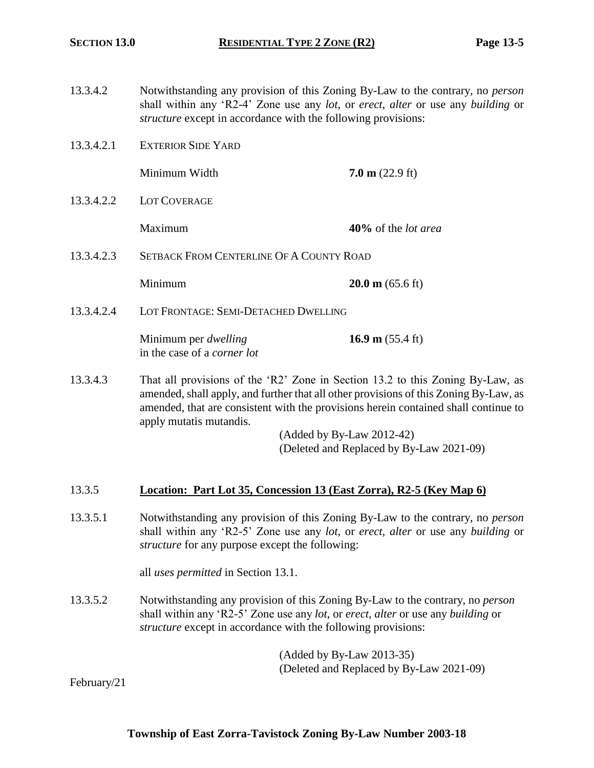13.3.4.2 Notwithstanding any provision of this Zoning By-Law to the contrary, no *person* shall within any 'R2-4' Zone use any *lot*, or *erect*, *alter* or use any *building* or *structure* except in accordance with the following provisions:

13.3.4.2.1 EXTERIOR SIDE YARD

| | |
|---|---|
| Minimum Width | **7.0 m** (22.9 ft) |

13.3.4.2.2 LOT COVERAGE

| | |
|---|---|
| Maximum | **40%** of the *lot area* |

13.3.4.2.3 SETBACK FROM CENTERLINE OF A COUNTY ROAD

| | |
|---|---|
| Minimum | **20.0 m** (65.6 ft) |

13.3.4.2.4 LOT FRONTAGE: SEMI-DETACHED DWELLING

| | |
|---|---|
| Minimum per *dwelling* in the case of a *corner lot* | **16.9 m** (55.4 ft) |

13.3.4.3 That all provisions of the 'R2' Zone in Section 13.2 to this Zoning By-Law, as amended, shall apply, and further that all other provisions of this Zoning By-Law, as amended, that are consistent with the provisions herein contained shall continue to apply mutatis mutandis.

(Added by By-Law 2012-42)
(Deleted and Replaced by By-Law 2021-09)

## 13.3.5 Location: Part Lot 35, Concession 13 (East Zorra), R2-5 (Key Map 6)

13.3.5.1 Notwithstanding any provision of this Zoning By-Law to the contrary, no *person* shall within any 'R2-5' Zone use any *lot*, or *erect*, *alter* or use any *building* or *structure* for any purpose except the following:

all *uses permitted* in Section 13.1.

13.3.5.2 Notwithstanding any provision of this Zoning By-Law to the contrary, no *person* shall within any 'R2-5' Zone use any *lot*, or *erect*, *alter* or use any *building* or *structure* except in accordance with the following provisions:

(Added by By-Law 2013-35)
(Deleted and Replaced by By-Law 2021-09)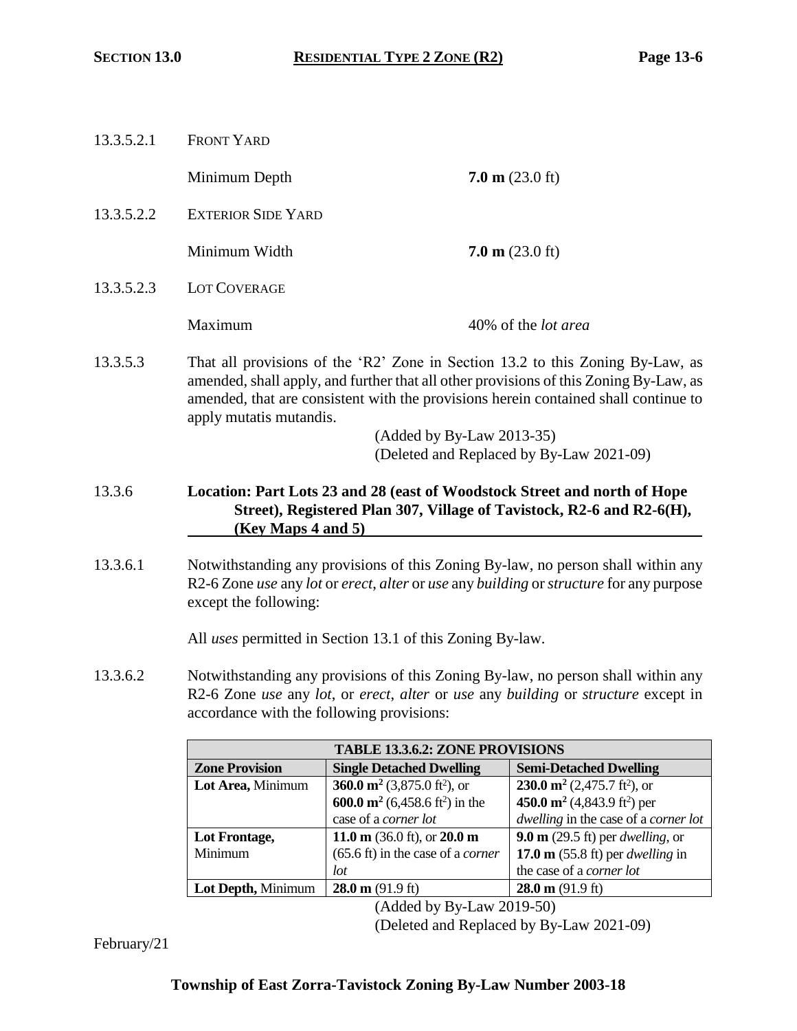13.3.5.2.1 FRONT YARD

Minimum Depth **7.0 m** (23.0 ft)

13.3.5.2.2 EXTERIOR SIDE YARD

Minimum Width **7.0 m** (23.0 ft)

13.3.5.2.3 LOT COVERAGE

Maximum 40% of the *lot area*

13.3.5.3 That all provisions of the 'R2' Zone in Section 13.2 to this Zoning By-Law, as amended, shall apply, and further that all other provisions of this Zoning By-Law, as amended, that are consistent with the provisions herein contained shall continue to apply mutatis mutandis.

(Added by By-Law 2013-35)
(Deleted and Replaced by By-Law 2021-09)

### 13.3.6 Location: Part Lots 23 and 28 (east of Woodstock Street and north of Hope Street), Registered Plan 307, Village of Tavistock, R2-6 and R2-6(H), (Key Maps 4 and 5)

13.3.6.1 Notwithstanding any provisions of this Zoning By-law, no person shall within any R2-6 Zone *use* any *lot* or *erect*, *alter* or *use* any *building* or *structure* for any purpose except the following:

All *uses* permitted in Section 13.1 of this Zoning By-law.

13.3.6.2 Notwithstanding any provisions of this Zoning By-law, no person shall within any R2-6 Zone *use* any *lot*, or *erect*, *alter* or *use* any *building* or *structure* except in accordance with the following provisions:

| TABLE 13.3.6.2: ZONE PROVISIONS | | |
|---|---|---|
| **Zone Provision** | **Single Detached Dwelling** | **Semi-Detached Dwelling** |
| **Lot Area,** Minimum | **360.0 m²** (3,875.0 ft²), or **600.0 m²** (6,458.6 ft²) in the case of a *corner lot* | **230.0 m²** (2,475.7 ft²), or **450.0 m²** (4,843.9 ft²) per *dwelling* in the case of a *corner lot* |
| **Lot Frontage,** Minimum | **11.0 m** (36.0 ft), or **20.0 m** (65.6 ft) in the case of a *corner lot* | **9.0 m** (29.5 ft) per *dwelling*, or **17.0 m** (55.8 ft) per *dwelling* in the case of a *corner lot* |
| **Lot Depth,** Minimum | **28.0 m** (91.9 ft) | **28.0 m** (91.9 ft) |

(Added by By-Law 2019-50)
(Deleted and Replaced by By-Law 2021-09)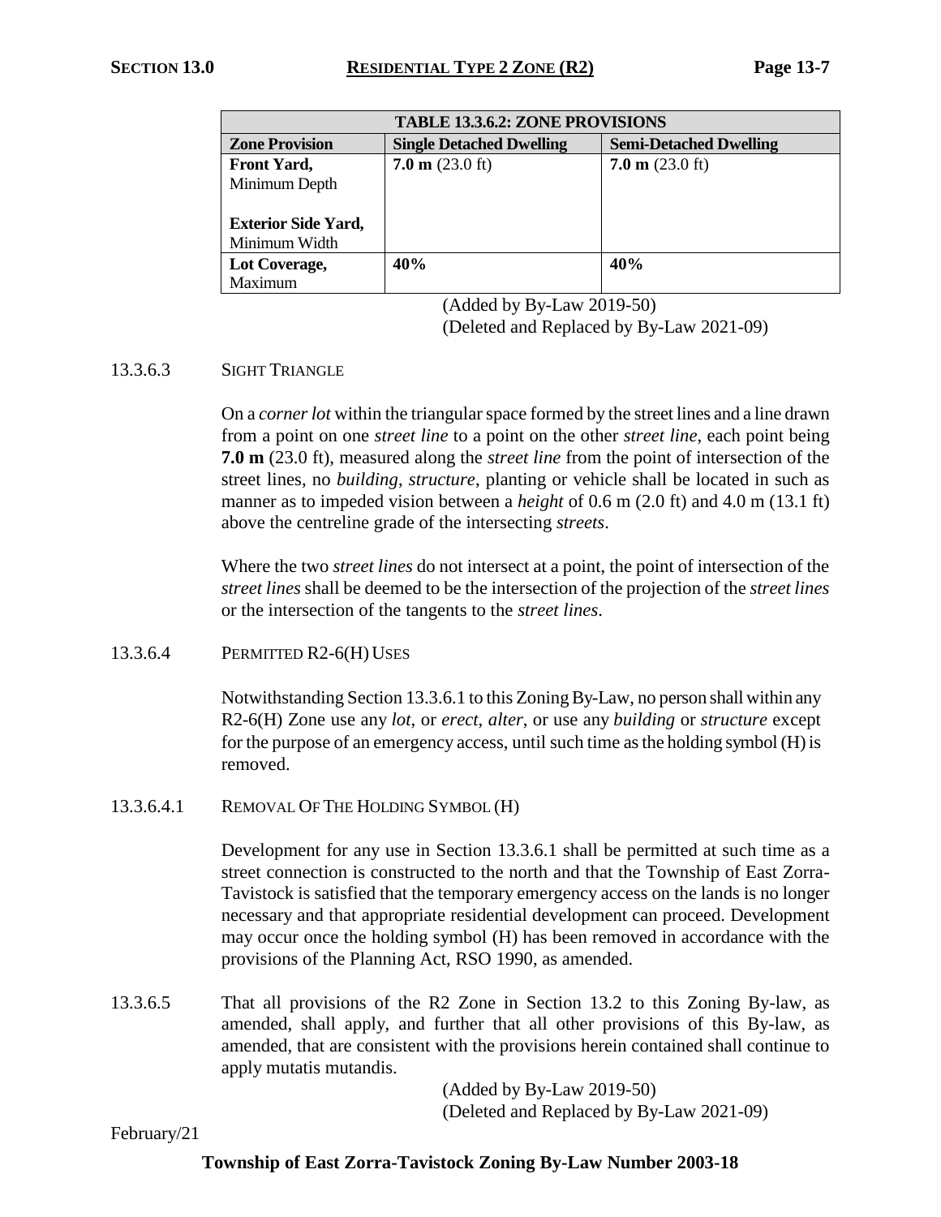| TABLE 13.3.6.2: ZONE PROVISIONS | | |
|---|---|---|
| **Zone Provision** | **Single Detached Dwelling** | **Semi-Detached Dwelling** |
| **Front Yard,** Minimum Depth<br><br>**Exterior Side Yard,** Minimum Width | **7.0 m** (23.0 ft) | **7.0 m** (23.0 ft) |
| **Lot Coverage,** Maximum | **40%** | **40%** |

(Added by By-Law 2019-50)
(Deleted and Replaced by By-Law 2021-09)

13.3.6.3 SIGHT TRIANGLE

On a *corner lot* within the triangular space formed by the street lines and a line drawn from a point on one *street line* to a point on the other *street line*, each point being **7.0 m** (23.0 ft), measured along the *street line* from the point of intersection of the street lines, no *building*, *structure*, planting or vehicle shall be located in such as manner as to impeded vision between a *height* of 0.6 m (2.0 ft) and 4.0 m (13.1 ft) above the centreline grade of the intersecting *streets*.

Where the two *street lines* do not intersect at a point, the point of intersection of the *street lines* shall be deemed to be the intersection of the projection of the *street lines* or the intersection of the tangents to the *street lines*.

13.3.6.4 PERMITTED R2-6(H) USES

Notwithstanding Section 13.3.6.1 to this Zoning By-Law, no person shall within any R2-6(H) Zone use any *lot*, or *erect*, *alter*, or use any *building* or *structure* except for the purpose of an emergency access, until such time as the holding symbol (H) is removed.

13.3.6.4.1 REMOVAL OF THE HOLDING SYMBOL (H)

Development for any use in Section 13.3.6.1 shall be permitted at such time as a street connection is constructed to the north and that the Township of East Zorra-Tavistock is satisfied that the temporary emergency access on the lands is no longer necessary and that appropriate residential development can proceed. Development may occur once the holding symbol (H) has been removed in accordance with the provisions of the Planning Act, RSO 1990, as amended.

13.3.6.5 That all provisions of the R2 Zone in Section 13.2 to this Zoning By-law, as amended, shall apply, and further that all other provisions of this By-law, as amended, that are consistent with the provisions herein contained shall continue to apply mutatis mutandis.

(Added by By-Law 2019-50)
(Deleted and Replaced by By-Law 2021-09)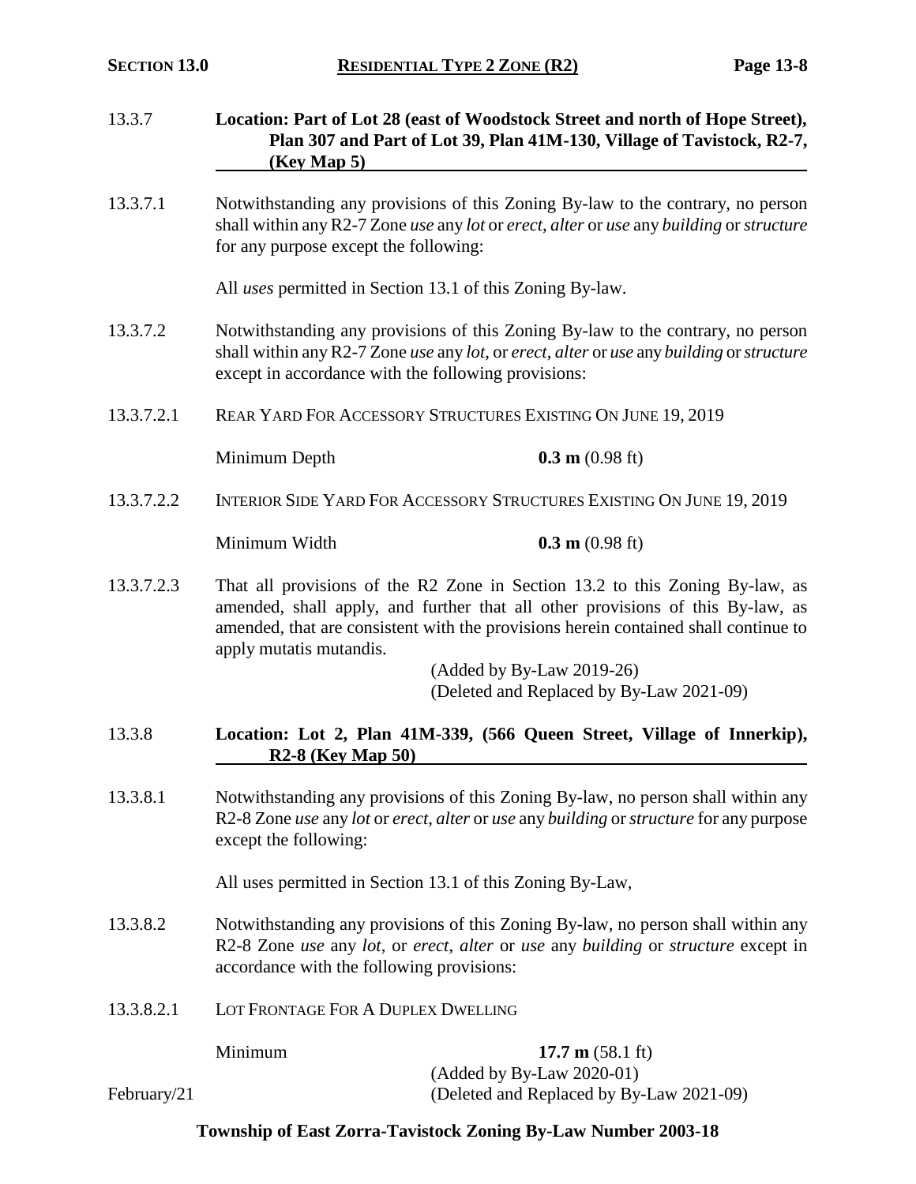### 13.3.7 Location: Part of Lot 28 (east of Woodstock Street and north of Hope Street), Plan 307 and Part of Lot 39, Plan 41M-130, Village of Tavistock, R2-7, (Key Map 5)

13.3.7.1 Notwithstanding any provisions of this Zoning By-law to the contrary, no person shall within any R2-7 Zone *use* any *lot* or *erect*, *alter* or *use* any *building* or *structure* for any purpose except the following:

All *uses* permitted in Section 13.1 of this Zoning By-law.

13.3.7.2 Notwithstanding any provisions of this Zoning By-law to the contrary, no person shall within any R2-7 Zone *use* any *lot*, or *erect*, *alter* or *use* any *building* or *structure* except in accordance with the following provisions:

13.3.7.2.1 REAR YARD FOR ACCESSORY STRUCTURES EXISTING ON JUNE 19, 2019

Minimum Depth **0.3 m** (0.98 ft)

13.3.7.2.2 INTERIOR SIDE YARD FOR ACCESSORY STRUCTURES EXISTING ON JUNE 19, 2019

Minimum Width **0.3 m** (0.98 ft)

13.3.7.2.3 That all provisions of the R2 Zone in Section 13.2 to this Zoning By-law, as amended, shall apply, and further that all other provisions of this By-law, as amended, that are consistent with the provisions herein contained shall continue to apply mutatis mutandis.

(Added by By-Law 2019-26)
(Deleted and Replaced by By-Law 2021-09)

### 13.3.8 Location: Lot 2, Plan 41M-339, (566 Queen Street, Village of Innerkip), R2-8 (Key Map 50)

13.3.8.1 Notwithstanding any provisions of this Zoning By-law, no person shall within any R2-8 Zone *use* any *lot* or *erect*, *alter* or *use* any *building* or *structure* for any purpose except the following:

All uses permitted in Section 13.1 of this Zoning By-Law,

13.3.8.2 Notwithstanding any provisions of this Zoning By-law, no person shall within any R2-8 Zone *use* any *lot*, or *erect*, *alter* or *use* any *building* or *structure* except in accordance with the following provisions:

13.3.8.2.1 LOT FRONTAGE FOR A DUPLEX DWELLING

Minimum **17.7 m** (58.1 ft)

(Added by By-Law 2020-01)
(Deleted and Replaced by By-Law 2021-09)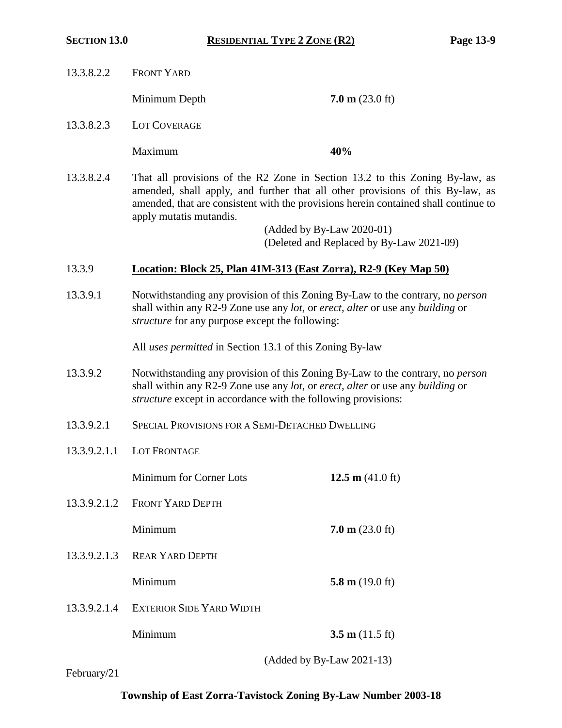13.3.8.2.2 FRONT YARD

Minimum Depth **7.0 m** (23.0 ft)

13.3.8.2.3 LOT COVERAGE

Maximum **40%**

13.3.8.2.4 That all provisions of the R2 Zone in Section 13.2 to this Zoning By-law, as amended, shall apply, and further that all other provisions of this By-law, as amended, that are consistent with the provisions herein contained shall continue to apply mutatis mutandis.

(Added by By-Law 2020-01)
(Deleted and Replaced by By-Law 2021-09)

13.3.9 **Location: Block 25, Plan 41M-313 (East Zorra), R2-9 (Key Map 50)**

13.3.9.1 Notwithstanding any provision of this Zoning By-Law to the contrary, no *person* shall within any R2-9 Zone use any *lot*, or *erect*, *alter* or use any *building* or *structure* for any purpose except the following:

All *uses permitted* in Section 13.1 of this Zoning By-law

13.3.9.2 Notwithstanding any provision of this Zoning By-Law to the contrary, no *person* shall within any R2-9 Zone use any *lot*, or *erect*, *alter* or use any *building* or *structure* except in accordance with the following provisions:

13.3.9.2.1 SPECIAL PROVISIONS FOR A SEMI-DETACHED DWELLING

13.3.9.2.1.1 LOT FRONTAGE

Minimum for Corner Lots **12.5 m** (41.0 ft)

13.3.9.2.1.2 FRONT YARD DEPTH

Minimum **7.0 m** (23.0 ft)

13.3.9.2.1.3 REAR YARD DEPTH

Minimum **5.8 m** (19.0 ft)

13.3.9.2.1.4 EXTERIOR SIDE YARD WIDTH

Minimum **3.5 m** (11.5 ft)

(Added by By-Law 2021-13)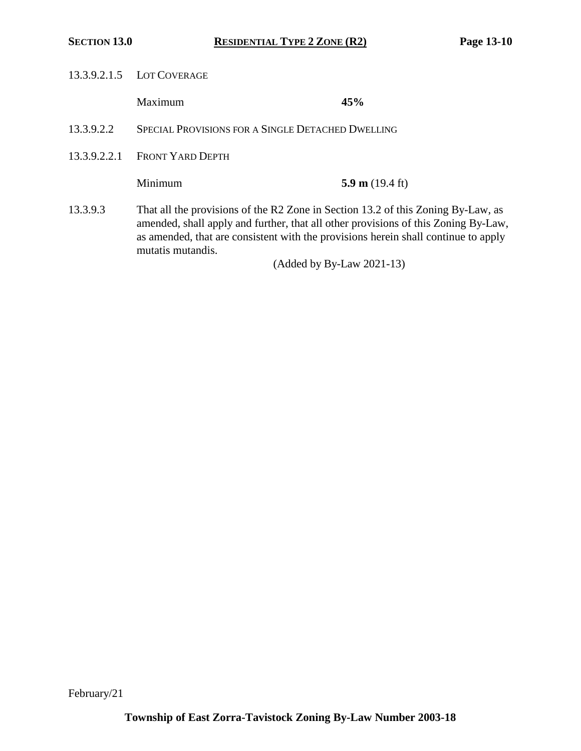13.3.9.2.1.5 LOT COVERAGE

| | |
|---|---|
| Maximum | **45%** |

13.3.9.2.2 SPECIAL PROVISIONS FOR A SINGLE DETACHED DWELLING

13.3.9.2.2.1 FRONT YARD DEPTH

| | |
|---|---|
| Minimum | **5.9 m** (19.4 ft) |

13.3.9.3 That all the provisions of the R2 Zone in Section 13.2 of this Zoning By-Law, as amended, shall apply and further, that all other provisions of this Zoning By-Law, as amended, that are consistent with the provisions herein shall continue to apply mutatis mutandis.

(Added by By-Law 2021-13)